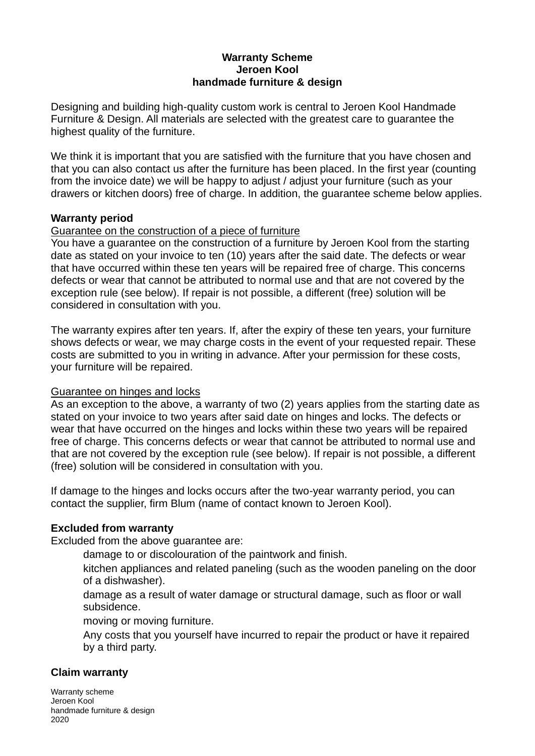**Warranty Scheme**
**Jeroen Kool**
**handmade furniture & design**

Designing and building high-quality custom work is central to Jeroen Kool Handmade Furniture & Design. All materials are selected with the greatest care to guarantee the highest quality of the furniture.

We think it is important that you are satisfied with the furniture that you have chosen and that you can also contact us after the furniture has been placed. In the first year (counting from the invoice date) we will be happy to adjust / adjust your furniture (such as your drawers or kitchen doors) free of charge. In addition, the guarantee scheme below applies.

## Warranty period

Guarantee on the construction of a piece of furniture

You have a guarantee on the construction of a furniture by Jeroen Kool from the starting date as stated on your invoice to ten (10) years after the said date. The defects or wear that have occurred within these ten years will be repaired free of charge. This concerns defects or wear that cannot be attributed to normal use and that are not covered by the exception rule (see below). If repair is not possible, a different (free) solution will be considered in consultation with you.

The warranty expires after ten years. If, after the expiry of these ten years, your furniture shows defects or wear, we may charge costs in the event of your requested repair. These costs are submitted to you in writing in advance. After your permission for these costs, your furniture will be repaired.

Guarantee on hinges and locks

As an exception to the above, a warranty of two (2) years applies from the starting date as stated on your invoice to two years after said date on hinges and locks. The defects or wear that have occurred on the hinges and locks within these two years will be repaired free of charge. This concerns defects or wear that cannot be attributed to normal use and that are not covered by the exception rule (see below). If repair is not possible, a different (free) solution will be considered in consultation with you.

If damage to the hinges and locks occurs after the two-year warranty period, you can contact the supplier, firm Blum (name of contact known to Jeroen Kool).

## Excluded from warranty

Excluded from the above guarantee are:

- damage to or discolouration of the paintwork and finish.
- kitchen appliances and related paneling (such as the wooden paneling on the door of a dishwasher).
- damage as a result of water damage or structural damage, such as floor or wall subsidence.
- moving or moving furniture.
- Any costs that you yourself have incurred to repair the product or have it repaired by a third party.

## Claim warranty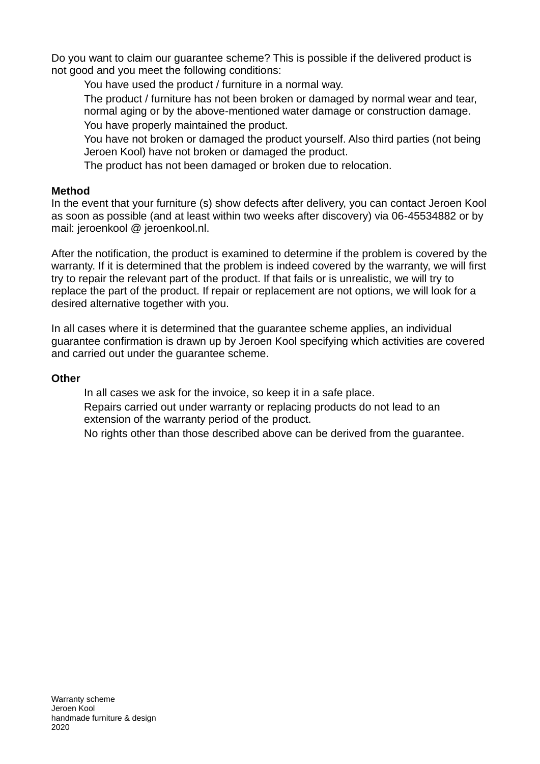Do you want to claim our guarantee scheme? This is possible if the delivered product is not good and you meet the following conditions:

- You have used the product / furniture in a normal way.
- The product / furniture has not been broken or damaged by normal wear and tear, normal aging or by the above-mentioned water damage or construction damage.
- You have properly maintained the product.
- You have not broken or damaged the product yourself. Also third parties (not being Jeroen Kool) have not broken or damaged the product.
- The product has not been damaged or broken due to relocation.

**Method**

In the event that your furniture (s) show defects after delivery, you can contact Jeroen Kool as soon as possible (and at least within two weeks after discovery) via 06-45534882 or by mail: jeroenkool @ jeroenkool.nl.

After the notification, the product is examined to determine if the problem is covered by the warranty. If it is determined that the problem is indeed covered by the warranty, we will first try to repair the relevant part of the product. If that fails or is unrealistic, we will try to replace the part of the product. If repair or replacement are not options, we will look for a desired alternative together with you.

In all cases where it is determined that the guarantee scheme applies, an individual guarantee confirmation is drawn up by Jeroen Kool specifying which activities are covered and carried out under the guarantee scheme.

**Other**

- In all cases we ask for the invoice, so keep it in a safe place.
- Repairs carried out under warranty or replacing products do not lead to an extension of the warranty period of the product.
- No rights other than those described above can be derived from the guarantee.